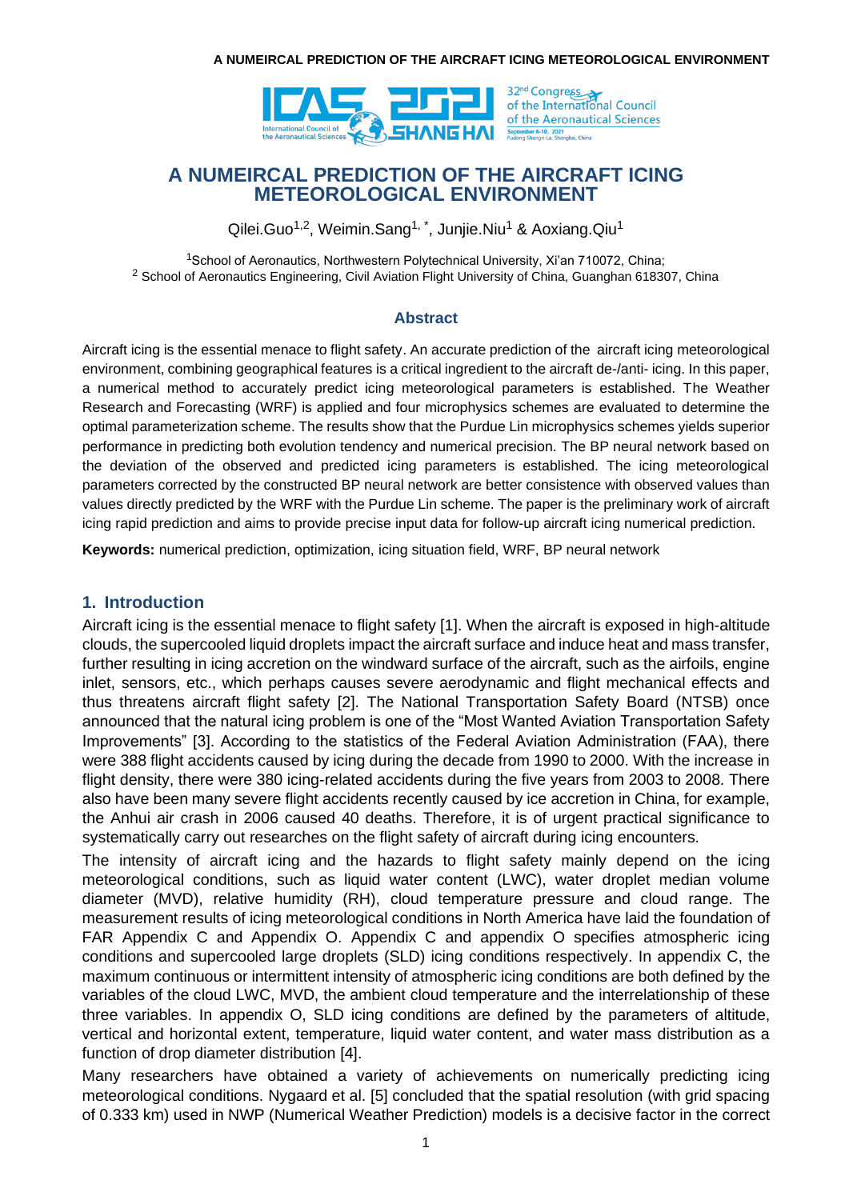# A NUMEIRCAL PREDICTION OF THE AIRCRAFT ICING METEOROLOGICAL ENVIRONMENT

Qilei.Guo[1,2], Weimin.Sang[1,*], Junjie.Niu[1] & Aoxiang.Qiu[1]

[1]School of Aeronautics, Northwestern Polytechnical University, Xi'an 710072, China;
[2] School of Aeronautics Engineering, Civil Aviation Flight University of China, Guanghan 618307, China

## Abstract

Aircraft icing is the essential menace to flight safety. An accurate prediction of the aircraft icing meteorological environment, combining geographical features is a critical ingredient to the aircraft de-/anti- icing. In this paper, a numerical method to accurately predict icing meteorological parameters is established. The Weather Research and Forecasting (WRF) is applied and four microphysics schemes are evaluated to determine the optimal parameterization scheme. The results show that the Purdue Lin microphysics schemes yields superior performance in predicting both evolution tendency and numerical precision. The BP neural network based on the deviation of the observed and predicted icing parameters is established. The icing meteorological parameters corrected by the constructed BP neural network are better consistence with observed values than values directly predicted by the WRF with the Purdue Lin scheme. The paper is the preliminary work of aircraft icing rapid prediction and aims to provide precise input data for follow-up aircraft icing numerical prediction.

**Keywords:** numerical prediction, optimization, icing situation field, WRF, BP neural network

## 1. Introduction

Aircraft icing is the essential menace to flight safety [1]. When the aircraft is exposed in high-altitude clouds, the supercooled liquid droplets impact the aircraft surface and induce heat and mass transfer, further resulting in icing accretion on the windward surface of the aircraft, such as the airfoils, engine inlet, sensors, etc., which perhaps causes severe aerodynamic and flight mechanical effects and thus threatens aircraft flight safety [2]. The National Transportation Safety Board (NTSB) once announced that the natural icing problem is one of the "Most Wanted Aviation Transportation Safety Improvements" [3]. According to the statistics of the Federal Aviation Administration (FAA), there were 388 flight accidents caused by icing during the decade from 1990 to 2000. With the increase in flight density, there were 380 icing-related accidents during the five years from 2003 to 2008. There also have been many severe flight accidents recently caused by ice accretion in China, for example, the Anhui air crash in 2006 caused 40 deaths. Therefore, it is of urgent practical significance to systematically carry out researches on the flight safety of aircraft during icing encounters.

The intensity of aircraft icing and the hazards to flight safety mainly depend on the icing meteorological conditions, such as liquid water content (LWC), water droplet median volume diameter (MVD), relative humidity (RH), cloud temperature pressure and cloud range. The measurement results of icing meteorological conditions in North America have laid the foundation of FAR Appendix C and Appendix O. Appendix C and appendix O specifies atmospheric icing conditions and supercooled large droplets (SLD) icing conditions respectively. In appendix C, the maximum continuous or intermittent intensity of atmospheric icing conditions are both defined by the variables of the cloud LWC, MVD, the ambient cloud temperature and the interrelationship of these three variables. In appendix O, SLD icing conditions are defined by the parameters of altitude, vertical and horizontal extent, temperature, liquid water content, and water mass distribution as a function of drop diameter distribution [4].

Many researchers have obtained a variety of achievements on numerically predicting icing meteorological conditions. Nygaard et al. [5] concluded that the spatial resolution (with grid spacing of 0.333 km) used in NWP (Numerical Weather Prediction) models is a decisive factor in the correct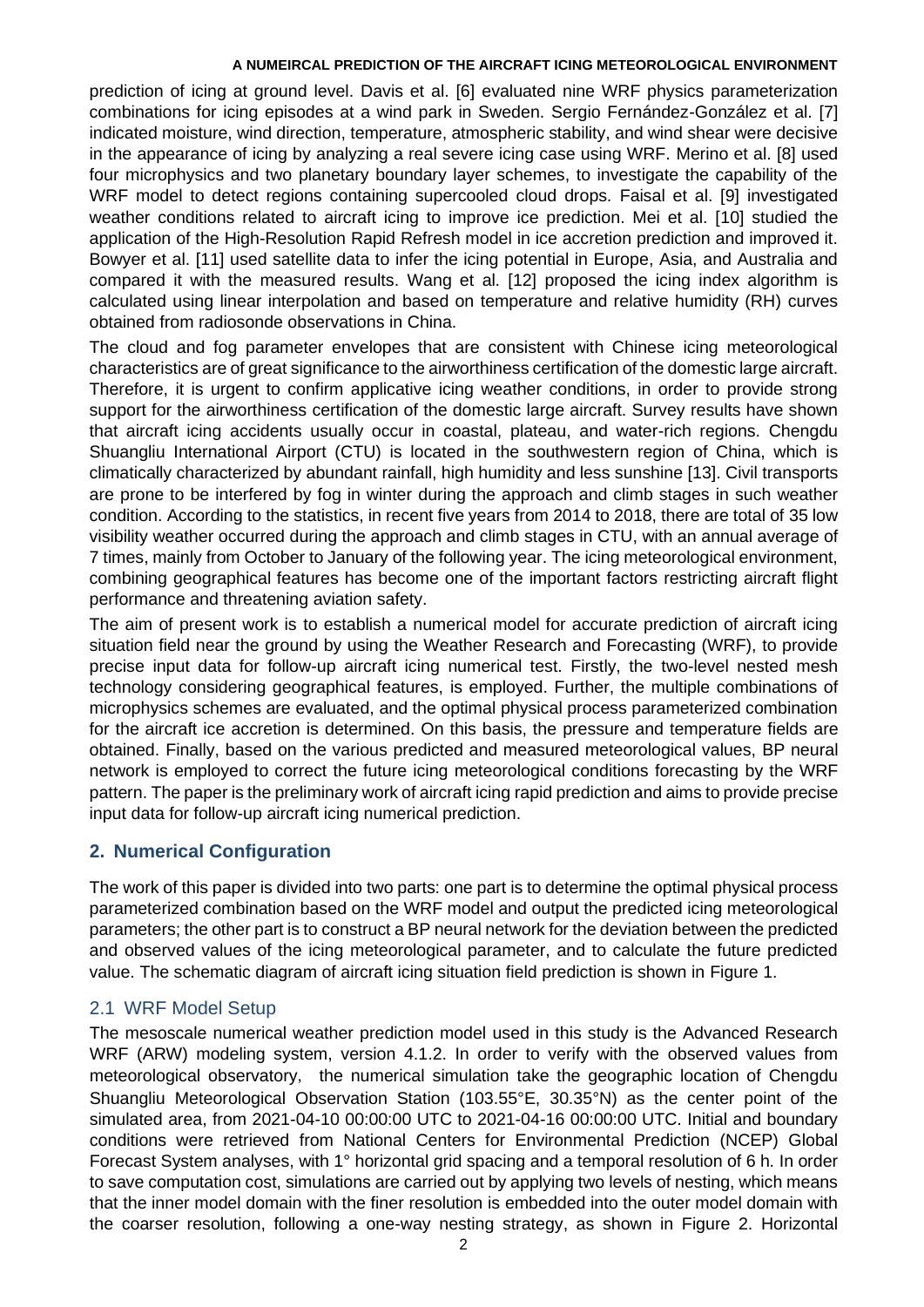prediction of icing at ground level. Davis et al. [6] evaluated nine WRF physics parameterization combinations for icing episodes at a wind park in Sweden. Sergio Fernández-González et al. [7] indicated moisture, wind direction, temperature, atmospheric stability, and wind shear were decisive in the appearance of icing by analyzing a real severe icing case using WRF. Merino et al. [8] used four microphysics and two planetary boundary layer schemes, to investigate the capability of the WRF model to detect regions containing supercooled cloud drops. Faisal et al. [9] investigated weather conditions related to aircraft icing to improve ice prediction. Mei et al. [10] studied the application of the High-Resolution Rapid Refresh model in ice accretion prediction and improved it. Bowyer et al. [11] used satellite data to infer the icing potential in Europe, Asia, and Australia and compared it with the measured results. Wang et al. [12] proposed the icing index algorithm is calculated using linear interpolation and based on temperature and relative humidity (RH) curves obtained from radiosonde observations in China.

The cloud and fog parameter envelopes that are consistent with Chinese icing meteorological characteristics are of great significance to the airworthiness certification of the domestic large aircraft. Therefore, it is urgent to confirm applicative icing weather conditions, in order to provide strong support for the airworthiness certification of the domestic large aircraft. Survey results have shown that aircraft icing accidents usually occur in coastal, plateau, and water-rich regions. Chengdu Shuangliu International Airport (CTU) is located in the southwestern region of China, which is climatically characterized by abundant rainfall, high humidity and less sunshine [13]. Civil transports are prone to be interfered by fog in winter during the approach and climb stages in such weather condition. According to the statistics, in recent five years from 2014 to 2018, there are total of 35 low visibility weather occurred during the approach and climb stages in CTU, with an annual average of 7 times, mainly from October to January of the following year. The icing meteorological environment, combining geographical features has become one of the important factors restricting aircraft flight performance and threatening aviation safety.

The aim of present work is to establish a numerical model for accurate prediction of aircraft icing situation field near the ground by using the Weather Research and Forecasting (WRF), to provide precise input data for follow-up aircraft icing numerical test. Firstly, the two-level nested mesh technology considering geographical features, is employed. Further, the multiple combinations of microphysics schemes are evaluated, and the optimal physical process parameterized combination for the aircraft ice accretion is determined. On this basis, the pressure and temperature fields are obtained. Finally, based on the various predicted and measured meteorological values, BP neural network is employed to correct the future icing meteorological conditions forecasting by the WRF pattern. The paper is the preliminary work of aircraft icing rapid prediction and aims to provide precise input data for follow-up aircraft icing numerical prediction.

## 2. Numerical Configuration

The work of this paper is divided into two parts: one part is to determine the optimal physical process parameterized combination based on the WRF model and output the predicted icing meteorological parameters; the other part is to construct a BP neural network for the deviation between the predicted and observed values of the icing meteorological parameter, and to calculate the future predicted value. The schematic diagram of aircraft icing situation field prediction is shown in Figure 1.

### 2.1 WRF Model Setup

The mesoscale numerical weather prediction model used in this study is the Advanced Research WRF (ARW) modeling system, version 4.1.2. In order to verify with the observed values from meteorological observatory, the numerical simulation take the geographic location of Chengdu Shuangliu Meteorological Observation Station (103.55°E, 30.35°N) as the center point of the simulated area, from 2021-04-10 00:00:00 UTC to 2021-04-16 00:00:00 UTC. Initial and boundary conditions were retrieved from National Centers for Environmental Prediction (NCEP) Global Forecast System analyses, with 1° horizontal grid spacing and a temporal resolution of 6 h. In order to save computation cost, simulations are carried out by applying two levels of nesting, which means that the inner model domain with the finer resolution is embedded into the outer model domain with the coarser resolution, following a one-way nesting strategy, as shown in Figure 2. Horizontal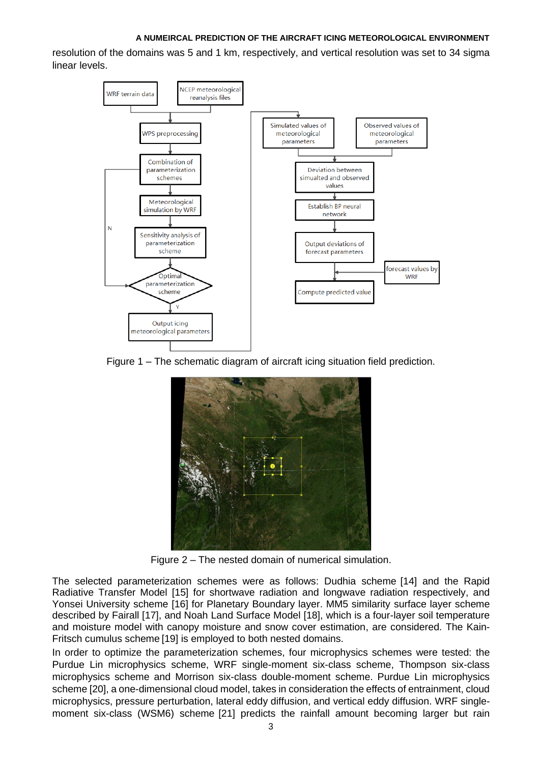resolution of the domains was 5 and 1 km, respectively, and vertical resolution was set to 34 sigma linear levels.

Figure 1 – The schematic diagram of aircraft icing situation field prediction.

Figure 2 – The nested domain of numerical simulation.

The selected parameterization schemes were as follows: Dudhia scheme [14] and the Rapid Radiative Transfer Model [15] for shortwave radiation and longwave radiation respectively, and Yonsei University scheme [16] for Planetary Boundary layer. MM5 similarity surface layer scheme described by Fairall [17], and Noah Land Surface Model [18], which is a four-layer soil temperature and moisture model with canopy moisture and snow cover estimation, are considered. The Kain-Fritsch cumulus scheme [19] is employed to both nested domains.

In order to optimize the parameterization schemes, four microphysics schemes were tested: the Purdue Lin microphysics scheme, WRF single-moment six-class scheme, Thompson six-class microphysics scheme and Morrison six-class double-moment scheme. Purdue Lin microphysics scheme [20], a one-dimensional cloud model, takes in consideration the effects of entrainment, cloud microphysics, pressure perturbation, lateral eddy diffusion, and vertical eddy diffusion. WRF single-moment six-class (WSM6) scheme [21] predicts the rainfall amount becoming larger but rain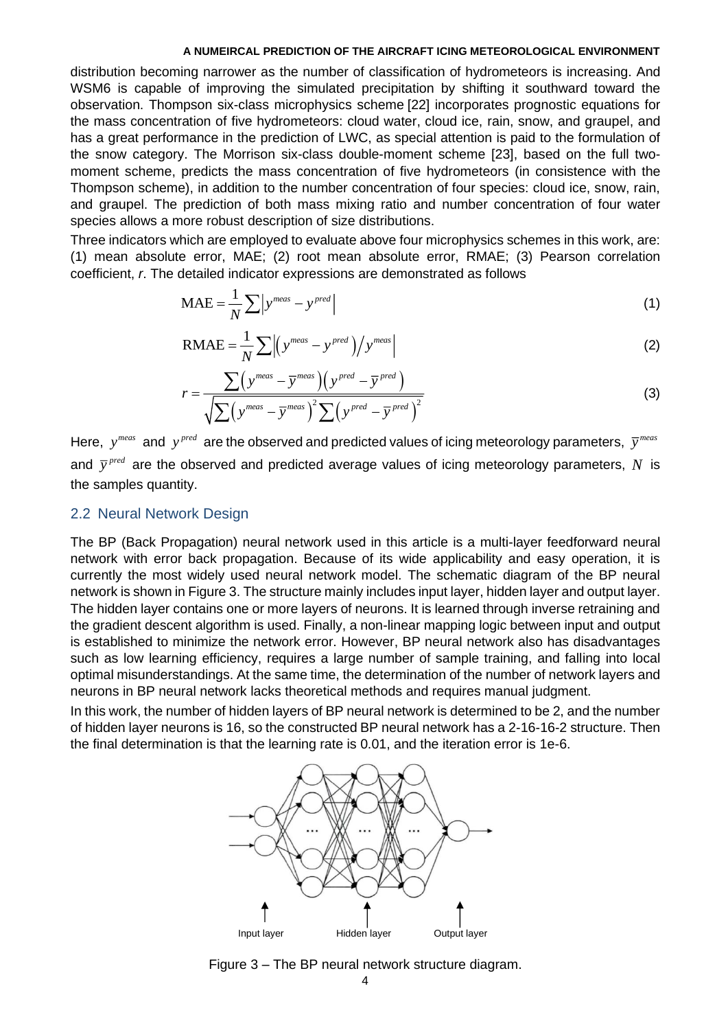distribution becoming narrower as the number of classification of hydrometeors is increasing. And WSM6 is capable of improving the simulated precipitation by shifting it southward toward the observation. Thompson six-class microphysics scheme [22] incorporates prognostic equations for the mass concentration of five hydrometeors: cloud water, cloud ice, rain, snow, and graupel, and has a great performance in the prediction of LWC, as special attention is paid to the formulation of the snow category. The Morrison six-class double-moment scheme [23], based on the full two-moment scheme, predicts the mass concentration of five hydrometeors (in consistence with the Thompson scheme), in addition to the number concentration of four species: cloud ice, snow, rain, and graupel. The prediction of both mass mixing ratio and number concentration of four water species allows a more robust description of size distributions.

Three indicators which are employed to evaluate above four microphysics schemes in this work, are: (1) mean absolute error, MAE; (2) root mean absolute error, RMAE; (3) Pearson correlation coefficient, *r*. The detailed indicator expressions are demonstrated as follows

$$\mathrm{MAE} = \frac{1}{N}\sum \left| y^{meas} - y^{pred} \right| \tag{1}$$

$$\mathrm{RMAE} = \frac{1}{N}\sum \left| \left( y^{meas} - y^{pred} \right) / y^{meas} \right| \tag{2}$$

$$r = \frac{\sum \left( y^{meas} - \overline{y}^{meas} \right)\left( y^{pred} - \overline{y}^{pred} \right)}{\sqrt{\sum \left( y^{meas} - \overline{y}^{meas} \right)^2 \sum \left( y^{pred} - \overline{y}^{pred} \right)^2}} \tag{3}$$

Here, $y^{meas}$ and $y^{pred}$ are the observed and predicted values of icing meteorology parameters, $\overline{y}^{meas}$ and $\overline{y}^{pred}$ are the observed and predicted average values of icing meteorology parameters, $N$ is the samples quantity.

## 2.2 Neural Network Design

The BP (Back Propagation) neural network used in this article is a multi-layer feedforward neural network with error back propagation. Because of its wide applicability and easy operation, it is currently the most widely used neural network model. The schematic diagram of the BP neural network is shown in Figure 3. The structure mainly includes input layer, hidden layer and output layer. The hidden layer contains one or more layers of neurons. It is learned through inverse retraining and the gradient descent algorithm is used. Finally, a non-linear mapping logic between input and output is established to minimize the network error. However, BP neural network also has disadvantages such as low learning efficiency, requires a large number of sample training, and falling into local optimal misunderstandings. At the same time, the determination of the number of network layers and neurons in BP neural network lacks theoretical methods and requires manual judgment.

In this work, the number of hidden layers of BP neural network is determined to be 2, and the number of hidden layer neurons is 16, so the constructed BP neural network has a 2-16-16-2 structure. Then the final determination is that the learning rate is 0.01, and the iteration error is 1e-6.

Input layer    Hidden layer    Output layer

Figure 3 – The BP neural network structure diagram.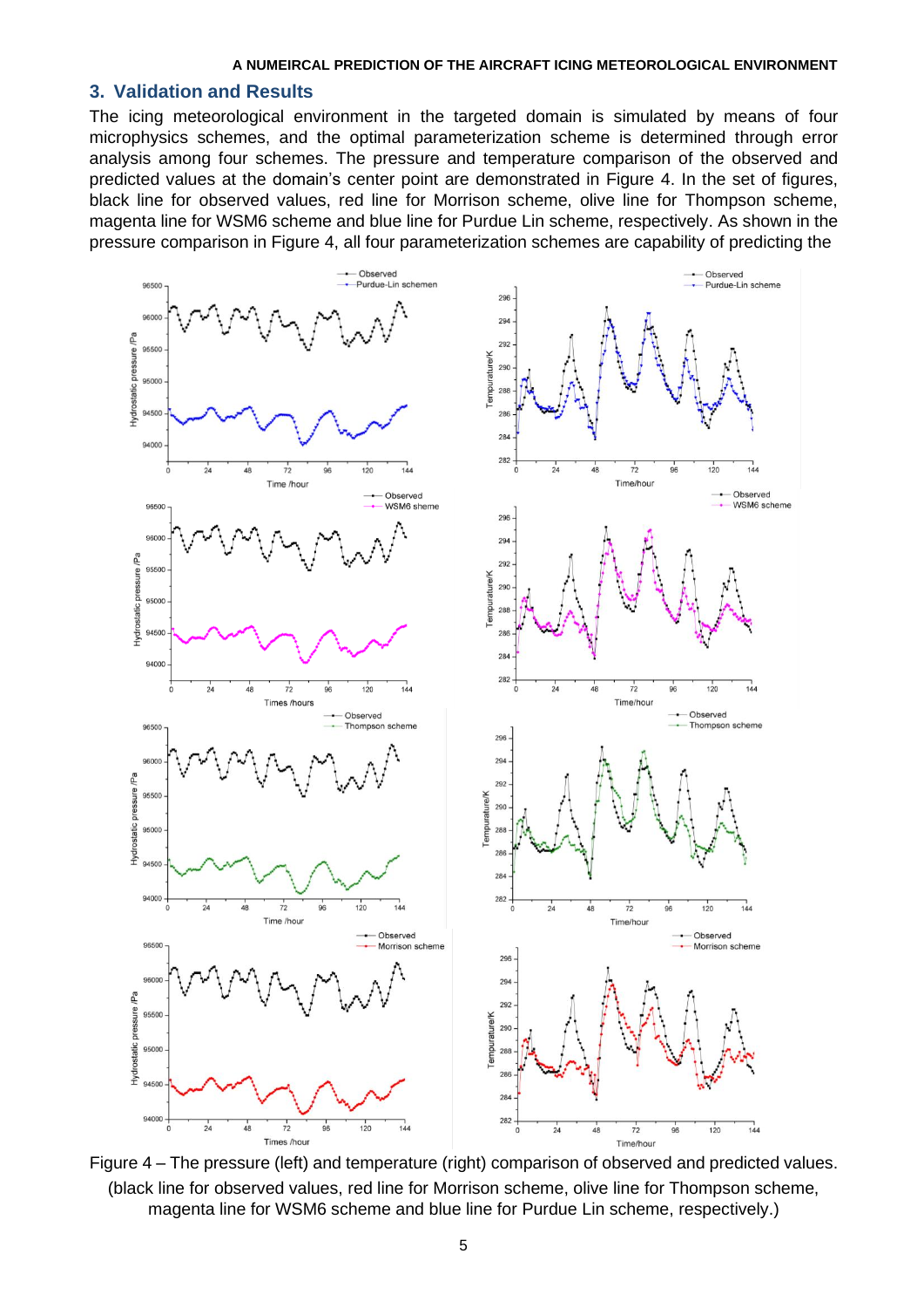## 3. Validation and Results

The icing meteorological environment in the targeted domain is simulated by means of four microphysics schemes, and the optimal parameterization scheme is determined through error analysis among four schemes. The pressure and temperature comparison of the observed and predicted values at the domain's center point are demonstrated in Figure 4. In the set of figures, black line for observed values, red line for Morrison scheme, olive line for Thompson scheme, magenta line for WSM6 scheme and blue line for Purdue Lin scheme, respectively. As shown in the pressure comparison in Figure 4, all four parameterization schemes are capability of predicting the

Figure 4 – The pressure (left) and temperature (right) comparison of observed and predicted values. (black line for observed values, red line for Morrison scheme, olive line for Thompson scheme, magenta line for WSM6 scheme and blue line for Purdue Lin scheme, respectively.)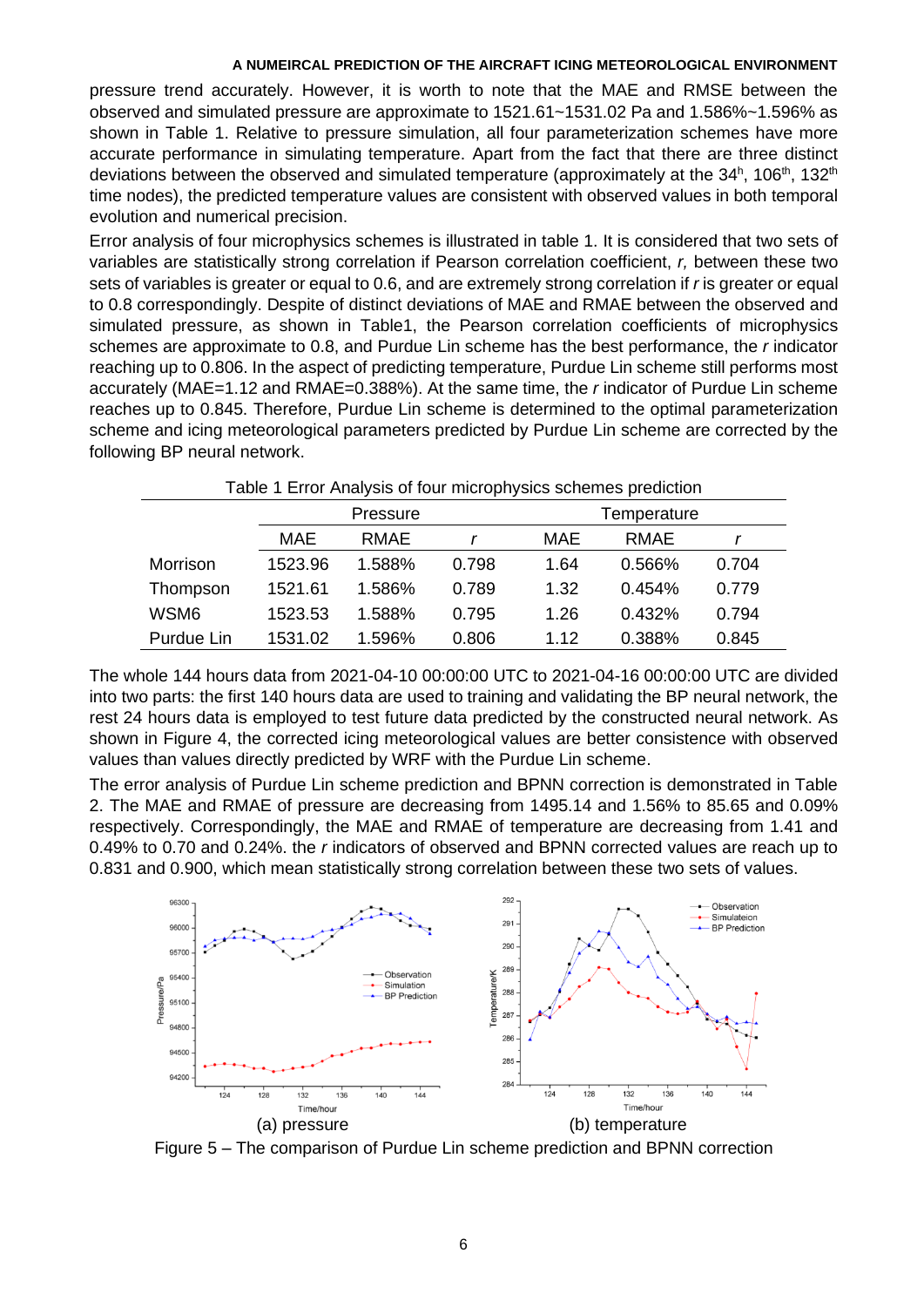pressure trend accurately. However, it is worth to note that the MAE and RMSE between the observed and simulated pressure are approximate to 1521.61~1531.02 Pa and 1.586%~1.596% as shown in Table 1. Relative to pressure simulation, all four parameterization schemes have more accurate performance in simulating temperature. Apart from the fact that there are three distinct deviations between the observed and simulated temperature (approximately at the 34$^{h}$, 106$^{th}$, 132$^{th}$ time nodes), the predicted temperature values are consistent with observed values in both temporal evolution and numerical precision.

Error analysis of four microphysics schemes is illustrated in table 1. It is considered that two sets of variables are statistically strong correlation if Pearson correlation coefficient, *r,* between these two sets of variables is greater or equal to 0.6, and are extremely strong correlation if *r* is greater or equal to 0.8 correspondingly. Despite of distinct deviations of MAE and RMAE between the observed and simulated pressure, as shown in Table1, the Pearson correlation coefficients of microphysics schemes are approximate to 0.8, and Purdue Lin scheme has the best performance, the *r* indicator reaching up to 0.806. In the aspect of predicting temperature, Purdue Lin scheme still performs most accurately (MAE=1.12 and RMAE=0.388%). At the same time, the *r* indicator of Purdue Lin scheme reaches up to 0.845. Therefore, Purdue Lin scheme is determined to the optimal parameterization scheme and icing meteorological parameters predicted by Purdue Lin scheme are corrected by the following BP neural network.

Table 1 Error Analysis of four microphysics schemes prediction

| | Pressure | | | Temperature | | |
|---|---|---|---|---|---|---|
| | MAE | RMAE | *r* | MAE | RMAE | *r* |
| Morrison | 1523.96 | 1.588% | 0.798 | 1.64 | 0.566% | 0.704 |
| Thompson | 1521.61 | 1.586% | 0.789 | 1.32 | 0.454% | 0.779 |
| WSM6 | 1523.53 | 1.588% | 0.795 | 1.26 | 0.432% | 0.794 |
| Purdue Lin | 1531.02 | 1.596% | 0.806 | 1.12 | 0.388% | 0.845 |

The whole 144 hours data from 2021-04-10 00:00:00 UTC to 2021-04-16 00:00:00 UTC are divided into two parts: the first 140 hours data are used to training and validating the BP neural network, the rest 24 hours data is employed to test future data predicted by the constructed neural network. As shown in Figure 4, the corrected icing meteorological values are better consistence with observed values than values directly predicted by WRF with the Purdue Lin scheme.

The error analysis of Purdue Lin scheme prediction and BPNN correction is demonstrated in Table 2. The MAE and RMAE of pressure are decreasing from 1495.14 and 1.56% to 85.65 and 0.09% respectively. Correspondingly, the MAE and RMAE of temperature are decreasing from 1.41 and 0.49% to 0.70 and 0.24%. the *r* indicators of observed and BPNN corrected values are reach up to 0.831 and 0.900, which mean statistically strong correlation between these two sets of values.

(a) pressure (b) temperature

Figure 5 – The comparison of Purdue Lin scheme prediction and BPNN correction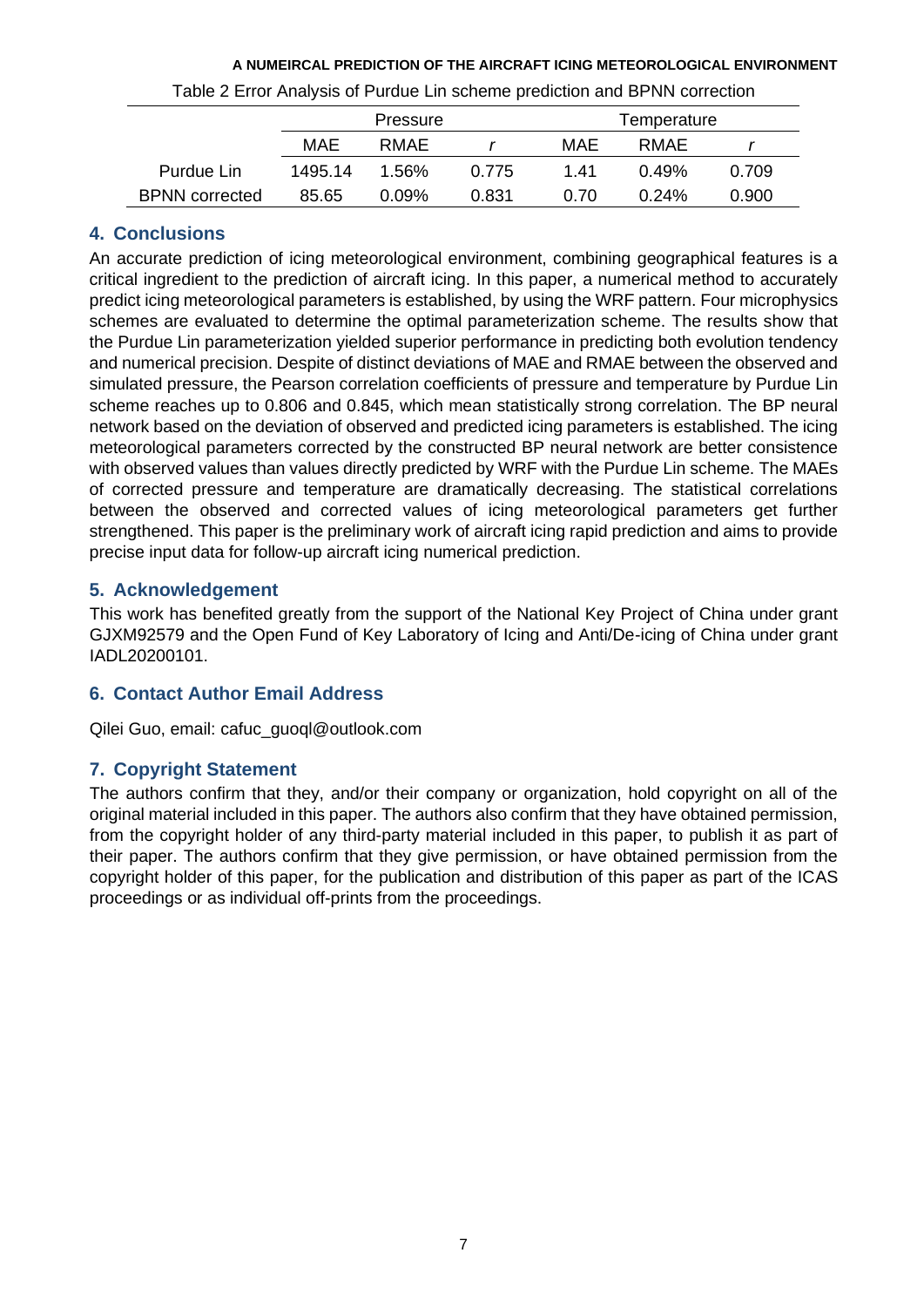Table 2 Error Analysis of Purdue Lin scheme prediction and BPNN correction

| | Pressure | | | Temperature | | |
|---|---|---|---|---|---|---|
| | MAE | RMAE | *r* | MAE | RMAE | *r* |
| Purdue Lin | 1495.14 | 1.56% | 0.775 | 1.41 | 0.49% | 0.709 |
| BPNN corrected | 85.65 | 0.09% | 0.831 | 0.70 | 0.24% | 0.900 |

## 4. Conclusions

An accurate prediction of icing meteorological environment, combining geographical features is a critical ingredient to the prediction of aircraft icing. In this paper, a numerical method to accurately predict icing meteorological parameters is established, by using the WRF pattern. Four microphysics schemes are evaluated to determine the optimal parameterization scheme. The results show that the Purdue Lin parameterization yielded superior performance in predicting both evolution tendency and numerical precision. Despite of distinct deviations of MAE and RMAE between the observed and simulated pressure, the Pearson correlation coefficients of pressure and temperature by Purdue Lin scheme reaches up to 0.806 and 0.845, which mean statistically strong correlation. The BP neural network based on the deviation of observed and predicted icing parameters is established. The icing meteorological parameters corrected by the constructed BP neural network are better consistence with observed values than values directly predicted by WRF with the Purdue Lin scheme. The MAEs of corrected pressure and temperature are dramatically decreasing. The statistical correlations between the observed and corrected values of icing meteorological parameters get further strengthened. This paper is the preliminary work of aircraft icing rapid prediction and aims to provide precise input data for follow-up aircraft icing numerical prediction.

## 5. Acknowledgement

This work has benefited greatly from the support of the National Key Project of China under grant GJXM92579 and the Open Fund of Key Laboratory of Icing and Anti/De-icing of China under grant IADL20200101.

## 6. Contact Author Email Address

Qilei Guo, email: cafuc_guoql@outlook.com

## 7. Copyright Statement

The authors confirm that they, and/or their company or organization, hold copyright on all of the original material included in this paper. The authors also confirm that they have obtained permission, from the copyright holder of any third-party material included in this paper, to publish it as part of their paper. The authors confirm that they give permission, or have obtained permission from the copyright holder of this paper, for the publication and distribution of this paper as part of the ICAS proceedings or as individual off-prints from the proceedings.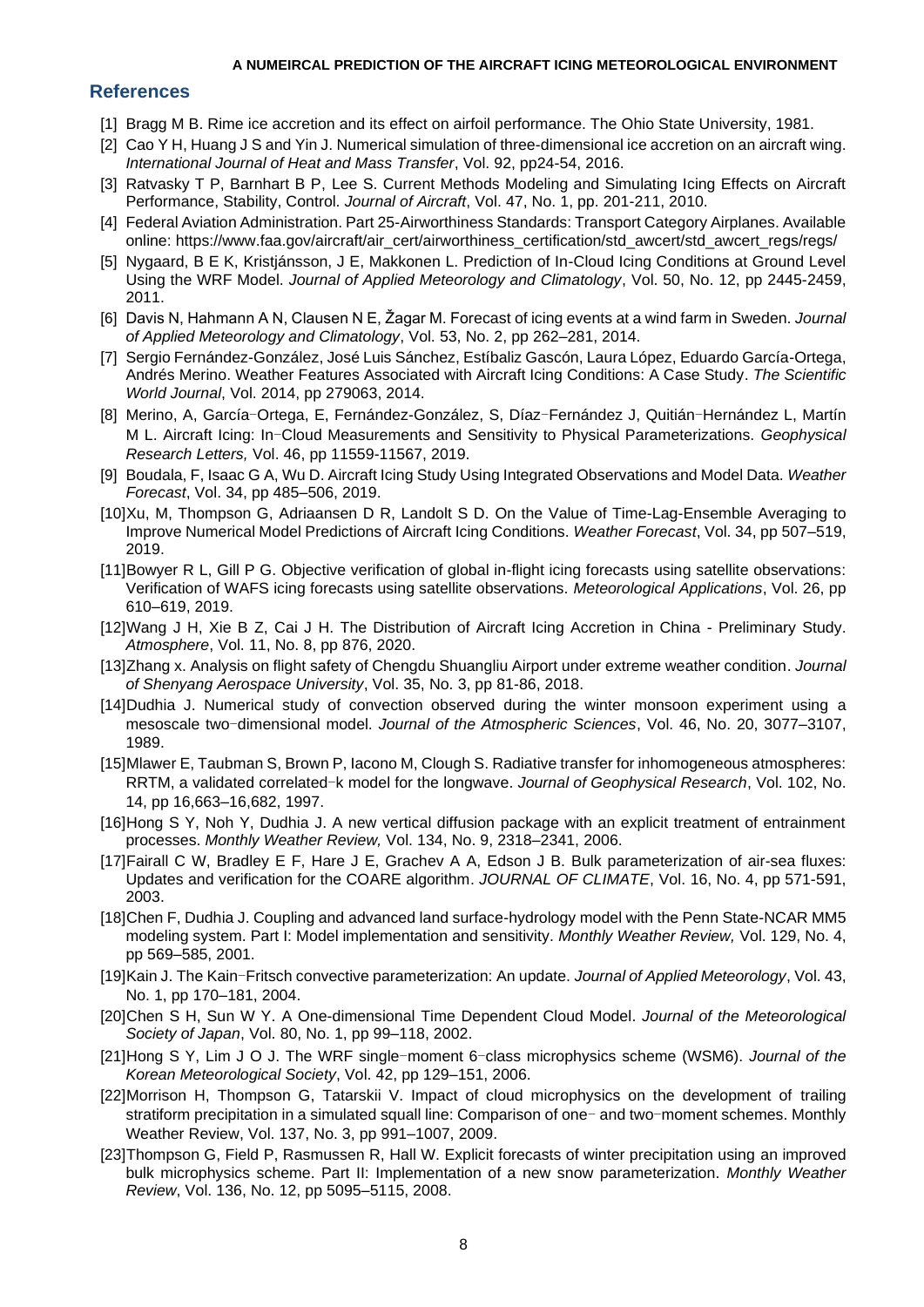## References

[1] Bragg M B. Rime ice accretion and its effect on airfoil performance. The Ohio State University, 1981.

[2] Cao Y H, Huang J S and Yin J. Numerical simulation of three-dimensional ice accretion on an aircraft wing. *International Journal of Heat and Mass Transfer*, Vol. 92, pp24-54, 2016.

[3] Ratvasky T P, Barnhart B P, Lee S. Current Methods Modeling and Simulating Icing Effects on Aircraft Performance, Stability, Control. *Journal of Aircraft*, Vol. 47, No. 1, pp. 201-211, 2010.

[4] Federal Aviation Administration. Part 25-Airworthiness Standards: Transport Category Airplanes. Available online: https://www.faa.gov/aircraft/air_cert/airworthiness_certification/std_awcert/std_awcert_regs/regs/

[5] Nygaard, B E K, Kristjánsson, J E, Makkonen L. Prediction of In-Cloud Icing Conditions at Ground Level Using the WRF Model. *Journal of Applied Meteorology and Climatology*, Vol. 50, No. 12, pp 2445-2459, 2011.

[6] Davis N, Hahmann A N, Clausen N E, Žagar M. Forecast of icing events at a wind farm in Sweden. *Journal of Applied Meteorology and Climatology*, Vol. 53, No. 2, pp 262–281, 2014.

[7] Sergio Fernández-González, José Luis Sánchez, Estíbaliz Gascón, Laura López, Eduardo García-Ortega, Andrés Merino. Weather Features Associated with Aircraft Icing Conditions: A Case Study. *The Scientific World Journal*, Vol. 2014, pp 279063, 2014.

[8] Merino, A, García‐Ortega, E, Fernández‐González, S, Díaz‐Fernández J, Quitián‐Hernández L, Martín M L. Aircraft Icing: In‐Cloud Measurements and Sensitivity to Physical Parameterizations. *Geophysical Research Letters,* Vol. 46, pp 11559-11567, 2019.

[9] Boudala, F, Isaac G A, Wu D. Aircraft Icing Study Using Integrated Observations and Model Data. *Weather Forecast*, Vol. 34, pp 485–506, 2019.

[10] Xu, M, Thompson G, Adriaansen D R, Landolt S D. On the Value of Time-Lag-Ensemble Averaging to Improve Numerical Model Predictions of Aircraft Icing Conditions. *Weather Forecast*, Vol. 34, pp 507–519, 2019.

[11] Bowyer R L, Gill P G. Objective verification of global in-flight icing forecasts using satellite observations: Verification of WAFS icing forecasts using satellite observations. *Meteorological Applications*, Vol. 26, pp 610–619, 2019.

[12] Wang J H, Xie B Z, Cai J H. The Distribution of Aircraft Icing Accretion in China - Preliminary Study. *Atmosphere*, Vol. 11, No. 8, pp 876, 2020.

[13] Zhang x. Analysis on flight safety of Chengdu Shuangliu Airport under extreme weather condition. *Journal of Shenyang Aerospace University*, Vol. 35, No. 3, pp 81-86, 2018.

[14] Dudhia J. Numerical study of convection observed during the winter monsoon experiment using a mesoscale two‐dimensional model. *Journal of the Atmospheric Sciences*, Vol. 46, No. 20, 3077–3107, 1989.

[15] Mlawer E, Taubman S, Brown P, Iacono M, Clough S. Radiative transfer for inhomogeneous atmospheres: RRTM, a validated correlated‐k model for the longwave. *Journal of Geophysical Research*, Vol. 102, No. 14, pp 16,663–16,682, 1997.

[16] Hong S Y, Noh Y, Dudhia J. A new vertical diffusion package with an explicit treatment of entrainment processes. *Monthly Weather Review,* Vol. 134, No. 9, 2318–2341, 2006.

[17] Fairall C W, Bradley E F, Hare J E, Grachev A A, Edson J B. Bulk parameterization of air-sea fluxes: Updates and verification for the COARE algorithm. *JOURNAL OF CLIMATE*, Vol. 16, No. 4, pp 571-591, 2003.

[18] Chen F, Dudhia J. Coupling and advanced land surface-hydrology model with the Penn State-NCAR MM5 modeling system. Part I: Model implementation and sensitivity. *Monthly Weather Review,* Vol. 129, No. 4, pp 569–585, 2001.

[19] Kain J. The Kain‐Fritsch convective parameterization: An update. *Journal of Applied Meteorology*, Vol. 43, No. 1, pp 170–181, 2004.

[20] Chen S H, Sun W Y. A One-dimensional Time Dependent Cloud Model. *Journal of the Meteorological Society of Japan*, Vol. 80, No. 1, pp 99–118, 2002.

[21] Hong S Y, Lim J O J. The WRF single‐moment 6‐class microphysics scheme (WSM6). *Journal of the Korean Meteorological Society*, Vol. 42, pp 129–151, 2006.

[22] Morrison H, Thompson G, Tatarskii V. Impact of cloud microphysics on the development of trailing stratiform precipitation in a simulated squall line: Comparison of one‐ and two‐moment schemes. Monthly Weather Review, Vol. 137, No. 3, pp 991–1007, 2009.

[23] Thompson G, Field P, Rasmussen R, Hall W. Explicit forecasts of winter precipitation using an improved bulk microphysics scheme. Part II: Implementation of a new snow parameterization. *Monthly Weather Review*, Vol. 136, No. 12, pp 5095–5115, 2008.